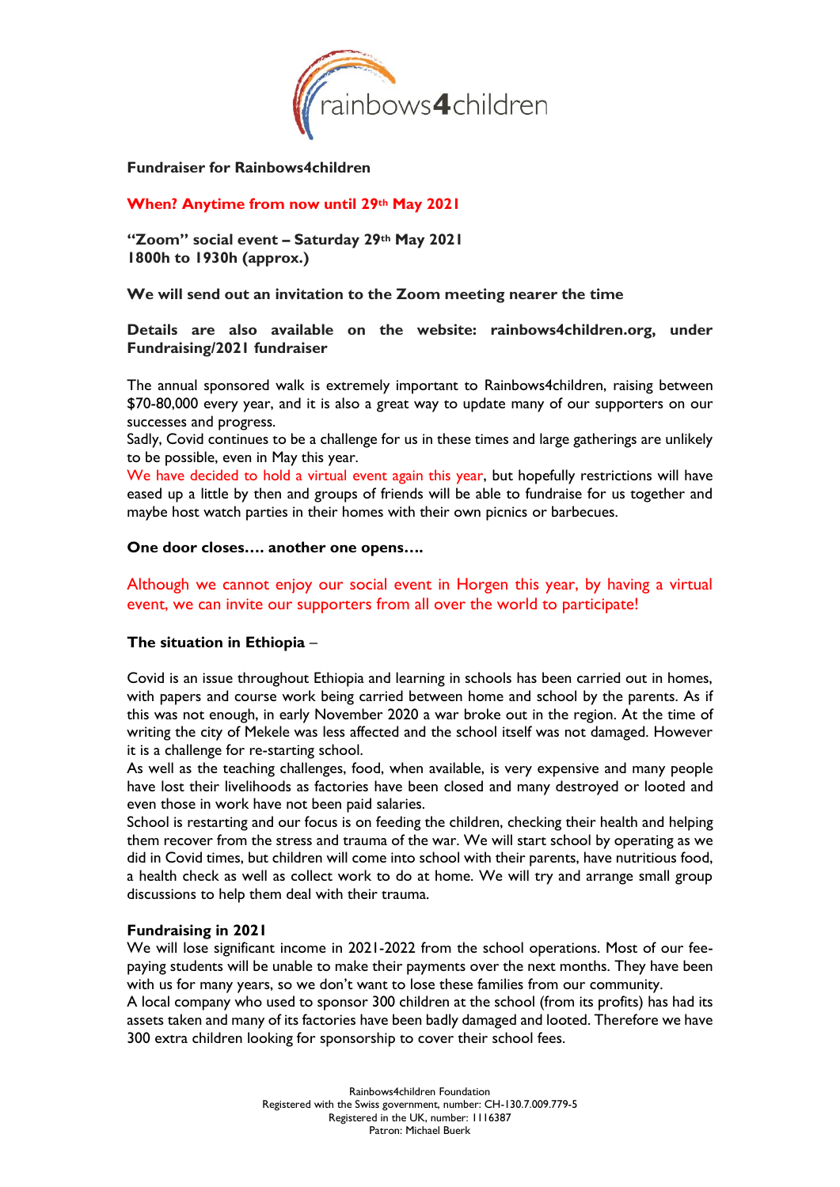**Fundraiser for Rainbows4children**

**When? Anytime from now until 29th May 2021**

**"Zoom" social event – Saturday 29th May 2021**
**1800h to 1930h (approx.)**

**We will send out an invitation to the Zoom meeting nearer the time**

**Details are also available on the website: rainbows4children.org, under Fundraising/2021 fundraiser**

The annual sponsored walk is extremely important to Rainbows4children, raising between $70-80,000 every year, and it is also a great way to update many of our supporters on our successes and progress.
Sadly, Covid continues to be a challenge for us in these times and large gatherings are unlikely to be possible, even in May this year.
We have decided to hold a virtual event again this year, but hopefully restrictions will have eased up a little by then and groups of friends will be able to fundraise for us together and maybe host watch parties in their homes with their own picnics or barbecues.

**One door closes…. another one opens….**

Although we cannot enjoy our social event in Horgen this year, by having a virtual event, we can invite our supporters from all over the world to participate!

**The situation in Ethiopia** –

Covid is an issue throughout Ethiopia and learning in schools has been carried out in homes, with papers and course work being carried between home and school by the parents. As if this was not enough, in early November 2020 a war broke out in the region. At the time of writing the city of Mekele was less affected and the school itself was not damaged. However it is a challenge for re-starting school.
As well as the teaching challenges, food, when available, is very expensive and many people have lost their livelihoods as factories have been closed and many destroyed or looted and even those in work have not been paid salaries.
School is restarting and our focus is on feeding the children, checking their health and helping them recover from the stress and trauma of the war. We will start school by operating as we did in Covid times, but children will come into school with their parents, have nutritious food, a health check as well as collect work to do at home. We will try and arrange small group discussions to help them deal with their trauma.

**Fundraising in 2021**
We will lose significant income in 2021-2022 from the school operations. Most of our fee-paying students will be unable to make their payments over the next months. They have been with us for many years, so we don't want to lose these families from our community.
A local company who used to sponsor 300 children at the school (from its profits) has had its assets taken and many of its factories have been badly damaged and looted. Therefore we have 300 extra children looking for sponsorship to cover their school fees.

Rainbows4children Foundation
Registered with the Swiss government, number: CH-130.7.009.779-5
Registered in the UK, number: 1116387
Patron: Michael Buerk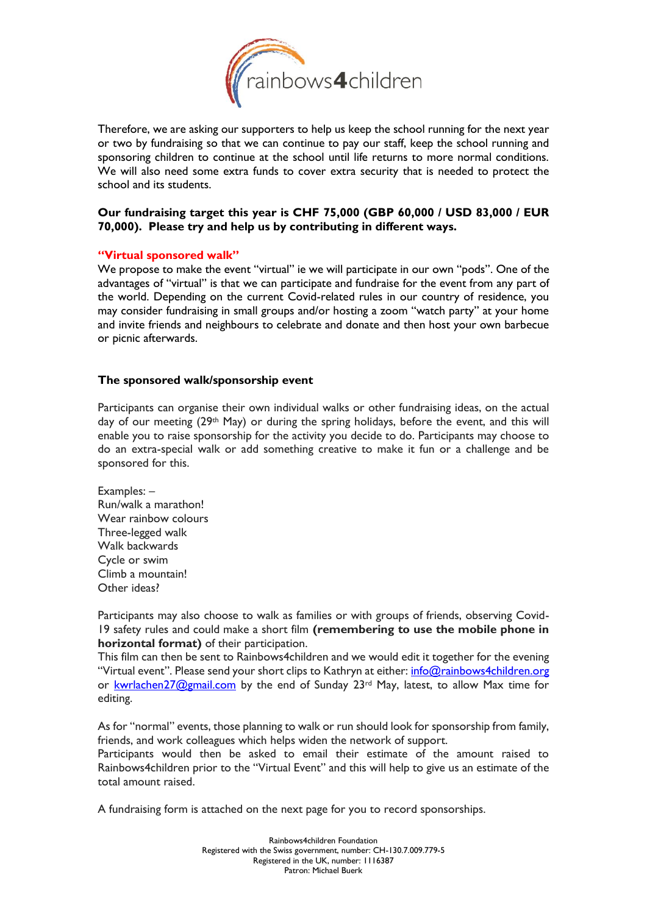Therefore, we are asking our supporters to help us keep the school running for the next year or two by fundraising so that we can continue to pay our staff, keep the school running and sponsoring children to continue at the school until life returns to more normal conditions. We will also need some extra funds to cover extra security that is needed to protect the school and its students.

**Our fundraising target this year is CHF 75,000 (GBP 60,000 / USD 83,000 / EUR 70,000). Please try and help us by contributing in different ways.**

**"Virtual sponsored walk"**

We propose to make the event "virtual" ie we will participate in our own "pods". One of the advantages of "virtual" is that we can participate and fundraise for the event from any part of the world. Depending on the current Covid-related rules in our country of residence, you may consider fundraising in small groups and/or hosting a zoom "watch party" at your home and invite friends and neighbours to celebrate and donate and then host your own barbecue or picnic afterwards.

**The sponsored walk/sponsorship event**

Participants can organise their own individual walks or other fundraising ideas, on the actual day of our meeting (29th May) or during the spring holidays, before the event, and this will enable you to raise sponsorship for the activity you decide to do. Participants may choose to do an extra-special walk or add something creative to make it fun or a challenge and be sponsored for this.

Examples: –
Run/walk a marathon!
Wear rainbow colours
Three-legged walk
Walk backwards
Cycle or swim
Climb a mountain!
Other ideas?

Participants may also choose to walk as families or with groups of friends, observing Covid-19 safety rules and could make a short film **(remembering to use the mobile phone in horizontal format)** of their participation.
This film can then be sent to Rainbows4children and we would edit it together for the evening "Virtual event". Please send your short clips to Kathryn at either: info@rainbows4children.org or kwrlachen27@gmail.com by the end of Sunday 23rd May, latest, to allow Max time for editing.

As for "normal" events, those planning to walk or run should look for sponsorship from family, friends, and work colleagues which helps widen the network of support.
Participants would then be asked to email their estimate of the amount raised to Rainbows4children prior to the "Virtual Event" and this will help to give us an estimate of the total amount raised.

A fundraising form is attached on the next page for you to record sponsorships.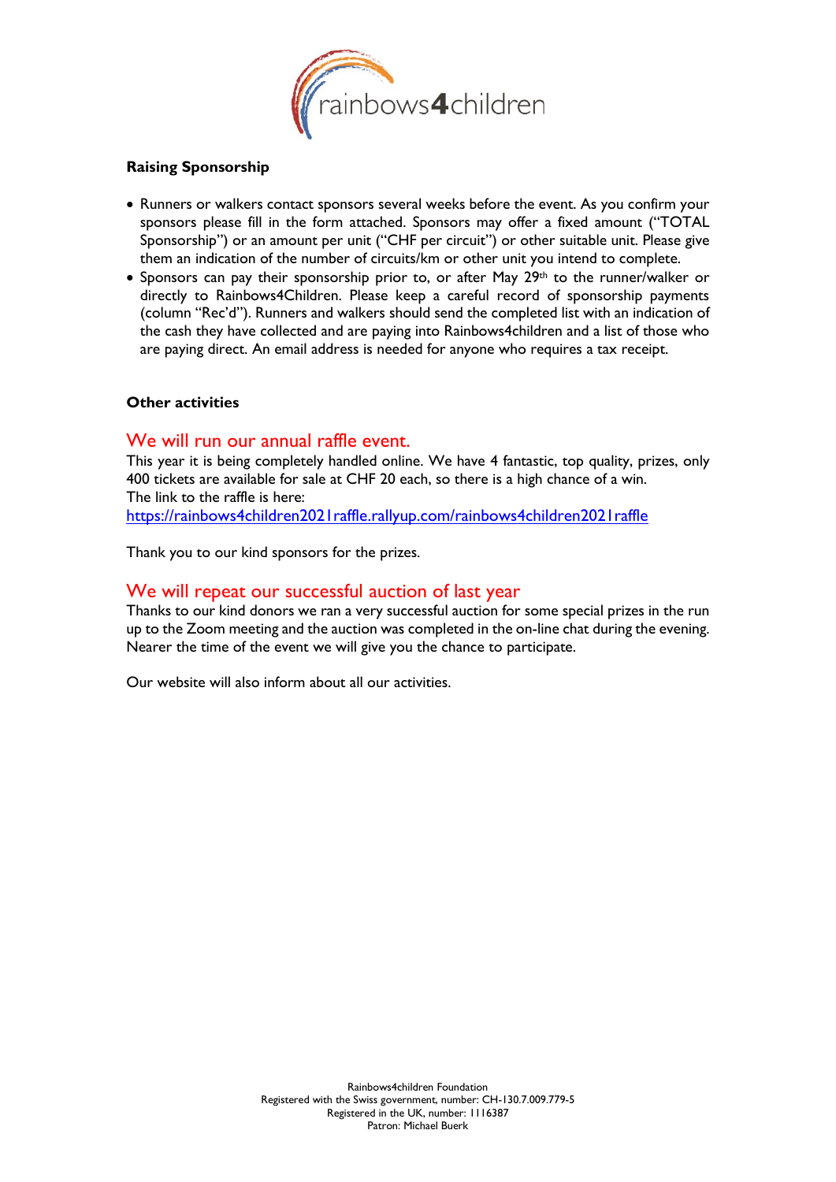## Raising Sponsorship

- Runners or walkers contact sponsors several weeks before the event. As you confirm your sponsors please fill in the form attached. Sponsors may offer a fixed amount ("TOTAL Sponsorship") or an amount per unit ("CHF per circuit") or other suitable unit. Please give them an indication of the number of circuits/km or other unit you intend to complete.
- Sponsors can pay their sponsorship prior to, or after May 29th to the runner/walker or directly to Rainbows4Children. Please keep a careful record of sponsorship payments (column "Rec'd"). Runners and walkers should send the completed list with an indication of the cash they have collected and are paying into Rainbows4children and a list of those who are paying direct. An email address is needed for anyone who requires a tax receipt.

## Other activities

### We will run our annual raffle event.

This year it is being completely handled online. We have 4 fantastic, top quality, prizes, only 400 tickets are available for sale at CHF 20 each, so there is a high chance of a win.
The link to the raffle is here:
https://rainbows4children2021raffle.rallyup.com/rainbows4children2021raffle

Thank you to our kind sponsors for the prizes.

### We will repeat our successful auction of last year

Thanks to our kind donors we ran a very successful auction for some special prizes in the run up to the Zoom meeting and the auction was completed in the on-line chat during the evening. Nearer the time of the event we will give you the chance to participate.

Our website will also inform about all our activities.

Rainbows4children Foundation
Registered with the Swiss government, number: CH-130.7.009.779-5
Registered in the UK, number: 1116387
Patron: Michael Buerk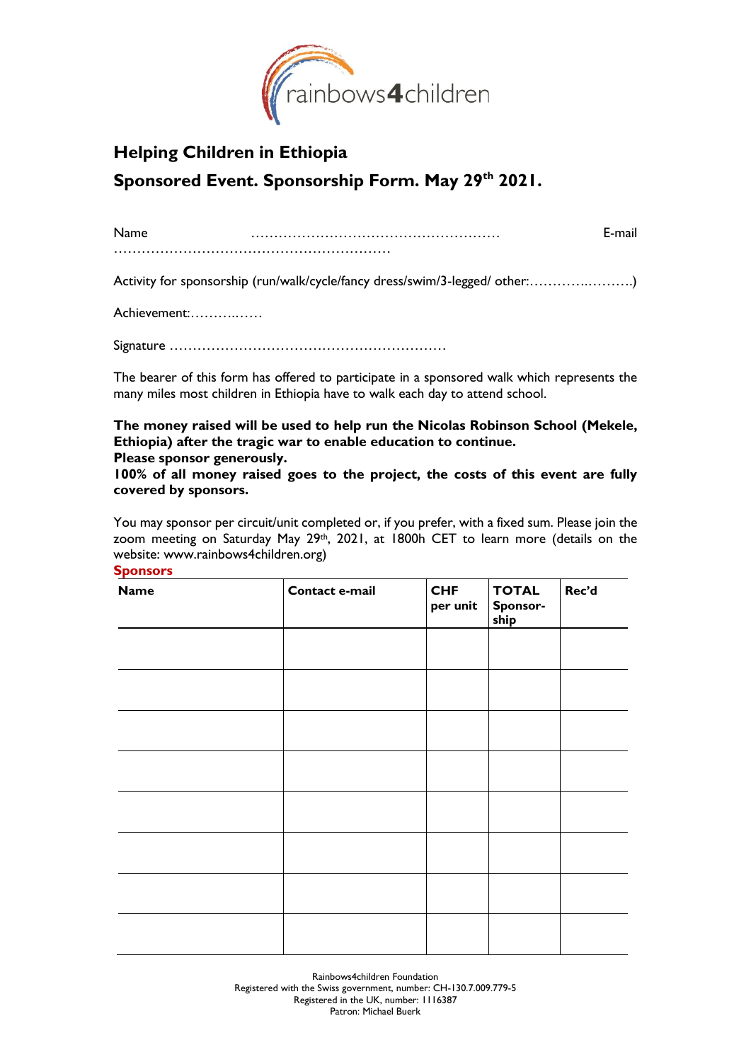rainbows4children

## Helping Children in Ethiopia

## Sponsored Event. Sponsorship Form. May 29th 2021.

Name ……………………………………………… E-mail ……………………………………………………

Activity for sponsorship (run/walk/cycle/fancy dress/swim/3-legged/ other:………….……….)

Achievement:……….……

Signature ……………………………………………………

The bearer of this form has offered to participate in a sponsored walk which represents the many miles most children in Ethiopia have to walk each day to attend school.

**The money raised will be used to help run the Nicolas Robinson School (Mekele, Ethiopia) after the tragic war to enable education to continue.**
**Please sponsor generously.**
**100% of all money raised goes to the project, the costs of this event are fully covered by sponsors.**

You may sponsor per circuit/unit completed or, if you prefer, with a fixed sum. Please join the zoom meeting on Saturday May 29th, 2021, at 1800h CET to learn more (details on the website: www.rainbows4children.org)

**Sponsors**

| Name | Contact e-mail | CHF per unit | TOTAL Sponsor-ship | Rec'd |
|---|---|---|---|---|
| | | | | |
| | | | | |
| | | | | |
| | | | | |
| | | | | |
| | | | | |
| | | | | |
| | | | | |

Rainbows4children Foundation
Registered with the Swiss government, number: CH-130.7.009.779-5
Registered in the UK, number: 1116387
Patron: Michael Buerk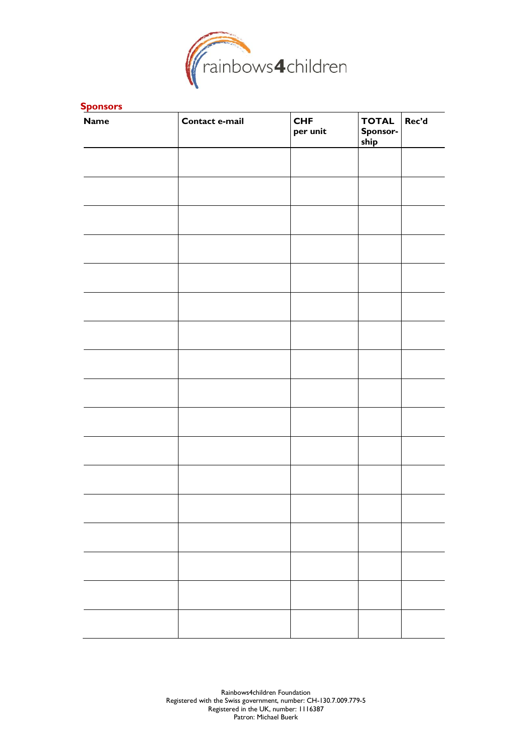rainbows4children

## Sponsors

| Name | Contact e-mail | CHF per unit | TOTAL Sponsor-ship | Rec'd |
|---|---|---|---|---|
| | | | | |
| | | | | |
| | | | | |
| | | | | |
| | | | | |
| | | | | |
| | | | | |
| | | | | |
| | | | | |
| | | | | |
| | | | | |
| | | | | |
| | | | | |
| | | | | |
| | | | | |
| | | | | |
| | | | | |

Rainbows4children Foundation
Registered with the Swiss government, number: CH-130.7.009.779-5
Registered in the UK, number: 1116387
Patron: Michael Buerk